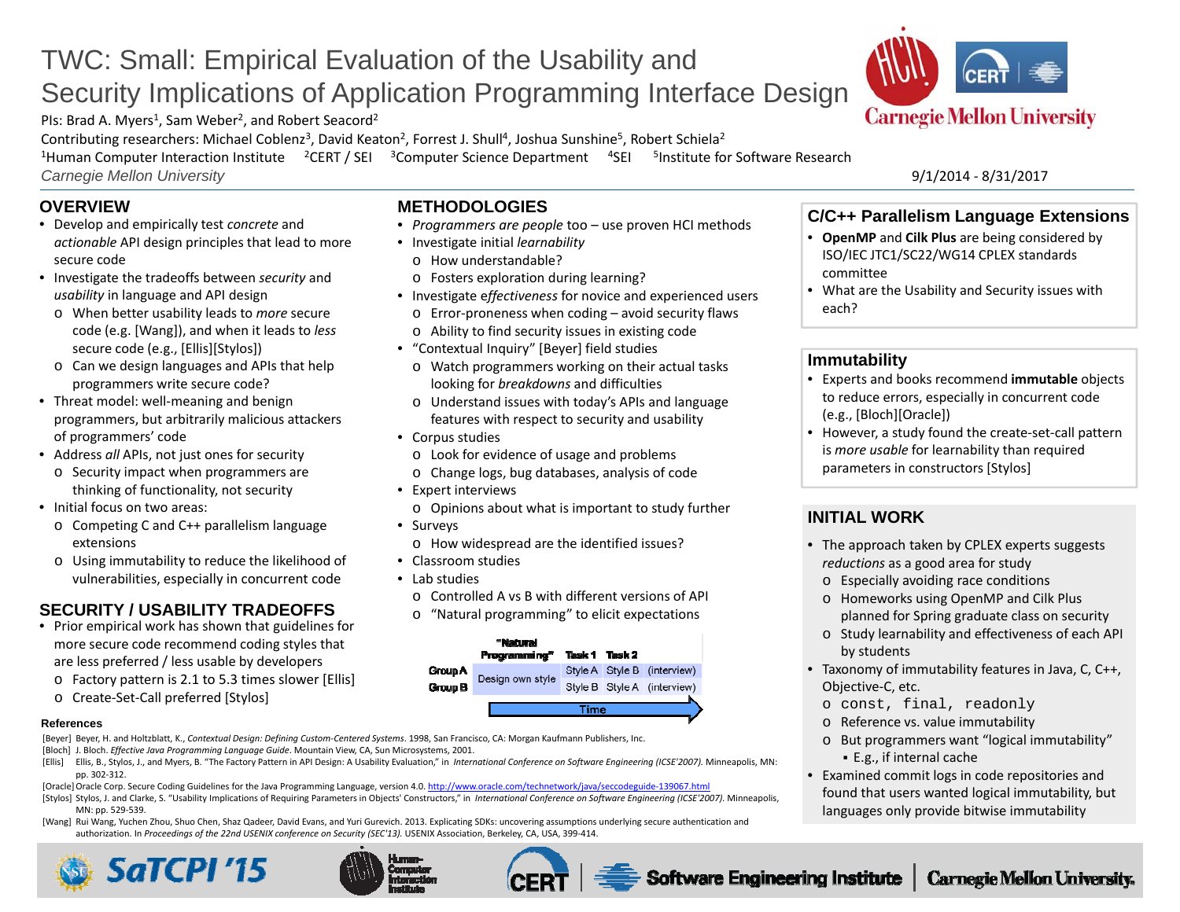# TWC: Small: Empirical Evaluation of the Usability and Security Implications of Application Programming Interface Design

PIs: Brad A. Myers[1], Sam Weber[2], and Robert Seacord[2]

Contributing researchers: Michael Coblenz[3], David Keaton[2], Forrest J. Shull[4], Joshua Sunshine[5], Robert Schiela[2]

[1]Human Computer Interaction Institute [2]CERT / SEI [3]Computer Science Department [4]SEI [5]Institute for Software Research

*Carnegie Mellon University*

9/1/2014 - 8/31/2017

## OVERVIEW

- Develop and empirically test *concrete* and *actionable* API design principles that lead to more secure code
- Investigate the tradeoffs between *security* and *usability* in language and API design
  - When better usability leads to *more* secure code (e.g. [Wang]), and when it leads to *less* secure code (e.g., [Ellis][Stylos])
  - Can we design languages and APIs that help programmers write secure code?
- Threat model: well-meaning and benign programmers, but arbitrarily malicious attackers of programmers' code
- Address *all* APIs, not just ones for security
  - Security impact when programmers are thinking of functionality, not security
- Initial focus on two areas:
  - Competing C and C++ parallelism language extensions
  - Using immutability to reduce the likelihood of vulnerabilities, especially in concurrent code

## SECURITY / USABILITY TRADEOFFS

- Prior empirical work has shown that guidelines for more secure code recommend coding styles that are less preferred / less usable by developers
  - Factory pattern is 2.1 to 5.3 times slower [Ellis]
  - Create-Set-Call preferred [Stylos]

## METHODOLOGIES

- *Programmers are people* too – use proven HCI methods
- Investigate initial *learnability*
  - How understandable?
  - Fosters exploration during learning?
- Investigate *effectiveness* for novice and experienced users
  - Error-proneness when coding – avoid security flaws
  - Ability to find security issues in existing code
- "Contextual Inquiry" [Beyer] field studies
  - Watch programmers working on their actual tasks looking for *breakdowns* and difficulties
  - Understand issues with today's APIs and language features with respect to security and usability
- Corpus studies
  - Look for evidence of usage and problems
  - Change logs, bug databases, analysis of code
- Expert interviews
  - Opinions about what is important to study further
- Surveys
  - How widespread are the identified issues?
- Classroom studies
- Lab studies
  - Controlled A vs B with different versions of API
  - "Natural programming" to elicit expectations

| | "Natural Programming" | Task 1 | Task 2 | |
|---|---|---|---|---|
| Group A | Design own style | Style A | Style B | (interview) |
| Group B | | Style B | Style A | (interview) |

Time →

## C/C++ Parallelism Language Extensions

- **OpenMP** and **Cilk Plus** are being considered by ISO/IEC JTC1/SC22/WG14 CPLEX standards committee
- What are the Usability and Security issues with each?

## Immutability

- Experts and books recommend **immutable** objects to reduce errors, especially in concurrent code (e.g., [Bloch][Oracle])
- However, a study found the create-set-call pattern is *more usable* for learnability than required parameters in constructors [Stylos]

## INITIAL WORK

- The approach taken by CPLEX experts suggests *reductions* as a good area for study
  - Especially avoiding race conditions
  - Homeworks using OpenMP and Cilk Plus planned for Spring graduate class on security
  - Study learnability and effectiveness of each API by students
- Taxonomy of immutability features in Java, C, C++, Objective-C, etc.
  - `const, final, readonly`
  - Reference vs. value immutability
  - But programmers want "logical immutability"
    - E.g., if internal cache
- Examined commit logs in code repositories and found that users wanted logical immutability, but languages only provide bitwise immutability

### References

[Beyer] Beyer, H. and Holtzblatt, K., *Contextual Design: Defining Custom-Centered Systems*. 1998, San Francisco, CA: Morgan Kaufmann Publishers, Inc.

[Bloch] J. Bloch. *Effective Java Programming Language Guide*. Mountain View, CA, Sun Microsystems, 2001.

[Ellis] Ellis, B., Stylos, J., and Myers, B. "The Factory Pattern in API Design: A Usability Evaluation," in *International Conference on Software Engineering (ICSE'2007)*. Minneapolis, MN: pp. 302-312.

[Oracle] Oracle Corp. Secure Coding Guidelines for the Java Programming Language, version 4.0. http://www.oracle.com/technetwork/java/seccodeguide-139067.html

[Stylos] Stylos, J. and Clarke, S. "Usability Implications of Requiring Parameters in Objects' Constructors," in *International Conference on Software Engineering (ICSE'2007)*. Minneapolis, MN: pp. 529-539.

[Wang] Rui Wang, Yuchen Zhou, Shuo Chen, Shaz Qadeer, David Evans, and Yuri Gurevich. 2013. Explicating SDKs: uncovering assumptions underlying secure authentication and authorization. In *Proceedings of the 22nd USENIX conference on Security (SEC'13)*. USENIX Association, Berkeley, CA, USA, 399-414.

SaTCPI '15 — Human-Computer Interaction Institute — CERT | Software Engineering Institute | Carnegie Mellon University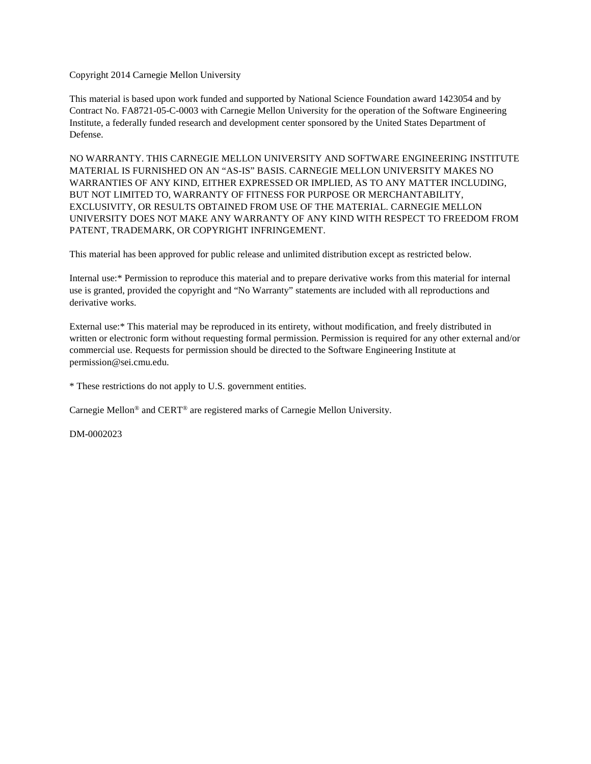Copyright 2014 Carnegie Mellon University

This material is based upon work funded and supported by National Science Foundation award 1423054 and by Contract No. FA8721-05-C-0003 with Carnegie Mellon University for the operation of the Software Engineering Institute, a federally funded research and development center sponsored by the United States Department of Defense.

NO WARRANTY. THIS CARNEGIE MELLON UNIVERSITY AND SOFTWARE ENGINEERING INSTITUTE MATERIAL IS FURNISHED ON AN "AS-IS" BASIS. CARNEGIE MELLON UNIVERSITY MAKES NO WARRANTIES OF ANY KIND, EITHER EXPRESSED OR IMPLIED, AS TO ANY MATTER INCLUDING, BUT NOT LIMITED TO, WARRANTY OF FITNESS FOR PURPOSE OR MERCHANTABILITY, EXCLUSIVITY, OR RESULTS OBTAINED FROM USE OF THE MATERIAL. CARNEGIE MELLON UNIVERSITY DOES NOT MAKE ANY WARRANTY OF ANY KIND WITH RESPECT TO FREEDOM FROM PATENT, TRADEMARK, OR COPYRIGHT INFRINGEMENT.

This material has been approved for public release and unlimited distribution except as restricted below.

Internal use:* Permission to reproduce this material and to prepare derivative works from this material for internal use is granted, provided the copyright and "No Warranty" statements are included with all reproductions and derivative works.

External use:* This material may be reproduced in its entirety, without modification, and freely distributed in written or electronic form without requesting formal permission. Permission is required for any other external and/or commercial use. Requests for permission should be directed to the Software Engineering Institute at permission@sei.cmu.edu.

* These restrictions do not apply to U.S. government entities.

Carnegie Mellon® and CERT® are registered marks of Carnegie Mellon University.

DM-0002023